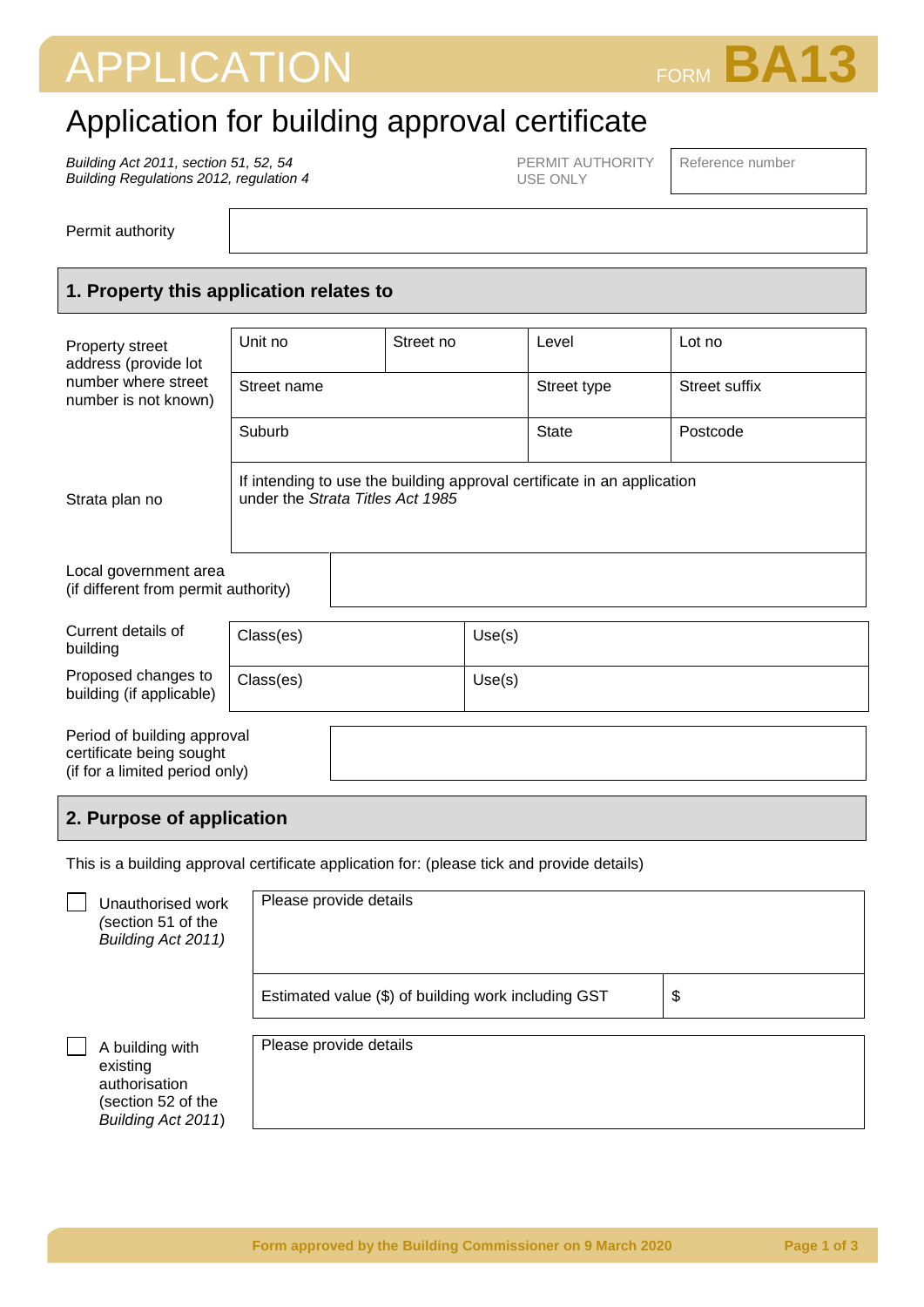# APPLICATION

FORM **BA13**

## Application for building approval certificate

*Building Act 2011, section 51, 52, 54*
*Building Regulations 2012, regulation 4*

PERMIT AUTHORITY USE ONLY

| Reference number |
|---|
| |

| | |
|---|---|
| Permit authority | |

### 1. Property this application relates to

| | | | | |
|---|---|---|---|---|
| Property street address (provide lot number where street number is not known) | Unit no | Street no | Level | Lot no |
| | Street name | | Street type | Street suffix |
| | Suburb | | State | Postcode |
| Strata plan no | If intending to use the building approval certificate in an application under the *Strata Titles Act 1985* | | | |

| | |
|---|---|
| Local government area (if different from permit authority) | |

| | | |
|---|---|---|
| Current details of building | Class(es) | Use(s) |
| Proposed changes to building (if applicable) | Class(es) | Use(s) |

| | |
|---|---|
| Period of building approval certificate being sought (if for a limited period only) | |

### 2. Purpose of application

This is a building approval certificate application for: (please tick and provide details)

| | | |
|---|---|---|
| ☐ Unauthorised work (section 51 of the *Building Act 2011)* | Please provide details | |
| | Estimated value ($) of building work including GST | $ |
| ☐ A building with existing authorisation (section 52 of the *Building Act 2011*) | Please provide details | |

Form approved by the Building Commissioner on 9 March 2020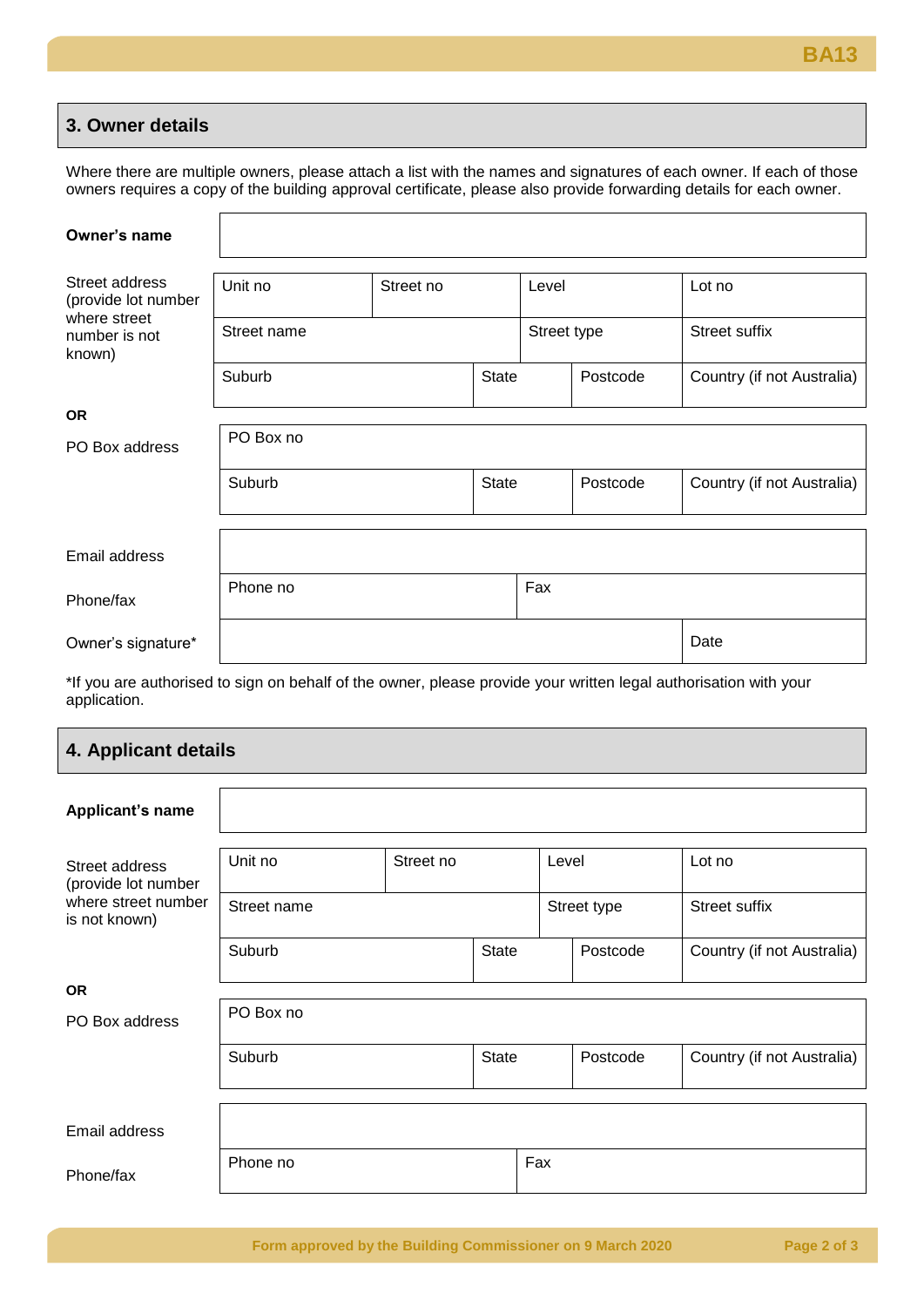## 3. Owner details

Where there are multiple owners, please attach a list with the names and signatures of each owner. If each of those owners requires a copy of the building approval certificate, please also provide forwarding details for each owner.

| | | | | | |
|---|---|---|---|---|---|
| **Owner's name** | | | | | |
| Street address (provide lot number where street number is not known) | Unit no | Street no | Level | | Lot no |
| | Street name | | Street type | | Street suffix |
| | Suburb | State | | Postcode | Country (if not Australia) |
| **OR** | | | | | |
| PO Box address | PO Box no | | | | |
| | Suburb | State | | Postcode | Country (if not Australia) |
| Email address | | | | | |
| Phone/fax | Phone no | | Fax | | |
| Owner's signature* | | | | | Date |

*If you are authorised to sign on behalf of the owner, please provide your written legal authorisation with your application.

## 4. Applicant details

| | | | | | |
|---|---|---|---|---|---|
| **Applicant's name** | | | | | |
| Street address (provide lot number where street number is not known) | Unit no | Street no | Level | | Lot no |
| | Street name | | Street type | | Street suffix |
| | Suburb | State | | Postcode | Country (if not Australia) |
| **OR** | | | | | |
| PO Box address | PO Box no | | | | |
| | Suburb | State | | Postcode | Country (if not Australia) |
| Email address | | | | | |
| Phone/fax | Phone no | | Fax | | |

Form approved by the Building Commissioner on 9 March 2020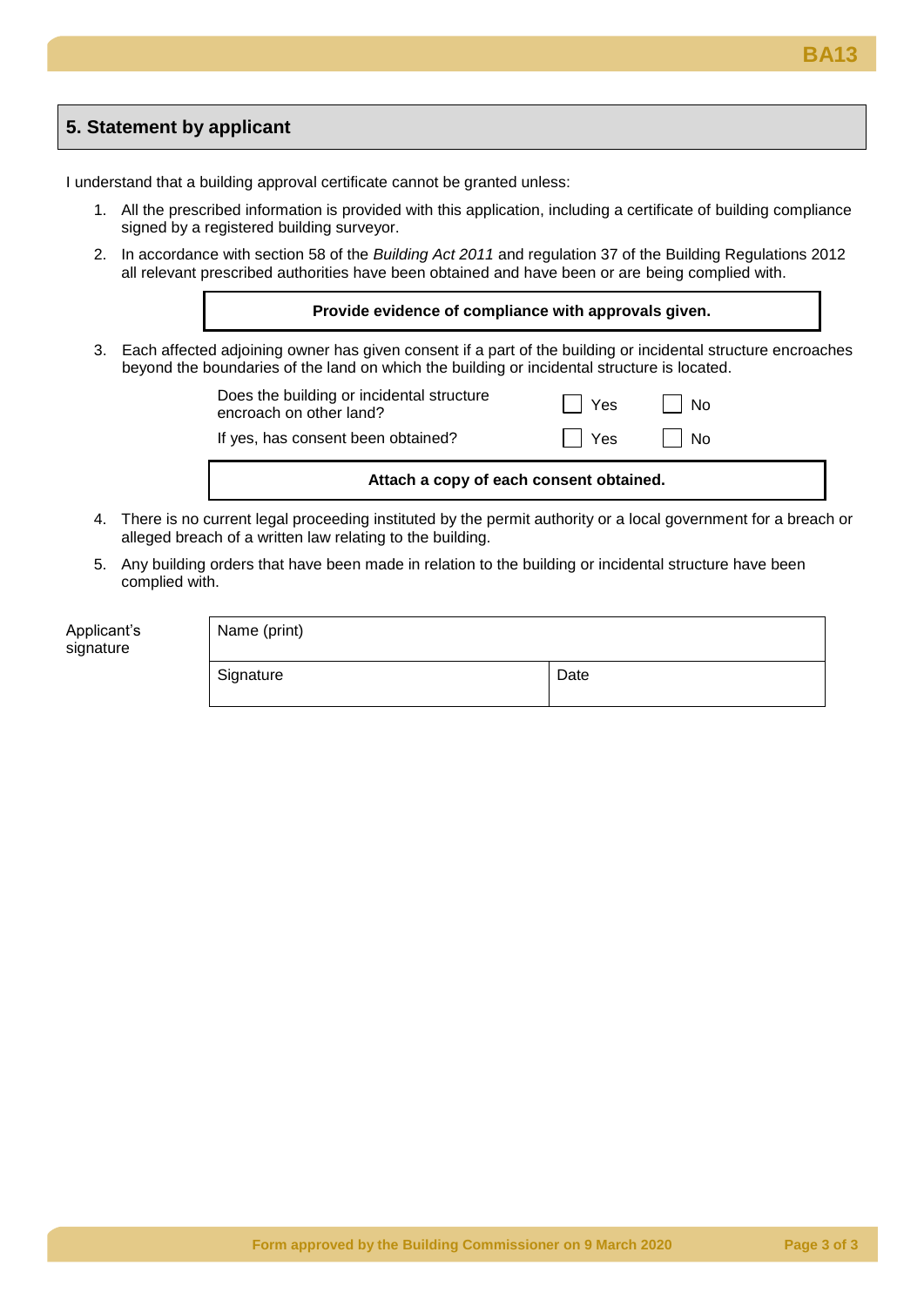## 5. Statement by applicant

I understand that a building approval certificate cannot be granted unless:

1. All the prescribed information is provided with this application, including a certificate of building compliance signed by a registered building surveyor.
2. In accordance with section 58 of the *Building Act 2011* and regulation 37 of the Building Regulations 2012 all relevant prescribed authorities have been obtained and have been or are being complied with.

**Provide evidence of compliance with approvals given.**

3. Each affected adjoining owner has given consent if a part of the building or incidental structure encroaches beyond the boundaries of the land on which the building or incidental structure is located.

| | | |
|---|---|---|
| Does the building or incidental structure encroach on other land? | ☐ Yes | ☐ No |
| If yes, has consent been obtained? | ☐ Yes | ☐ No |

**Attach a copy of each consent obtained.**

4. There is no current legal proceeding instituted by the permit authority or a local government for a breach or alleged breach of a written law relating to the building.
5. Any building orders that have been made in relation to the building or incidental structure have been complied with.

| Applicant's signature | | |
|---|---|---|
| | Name (print) | |
| | Signature | Date |

Form approved by the Building Commissioner on 9 March 2020